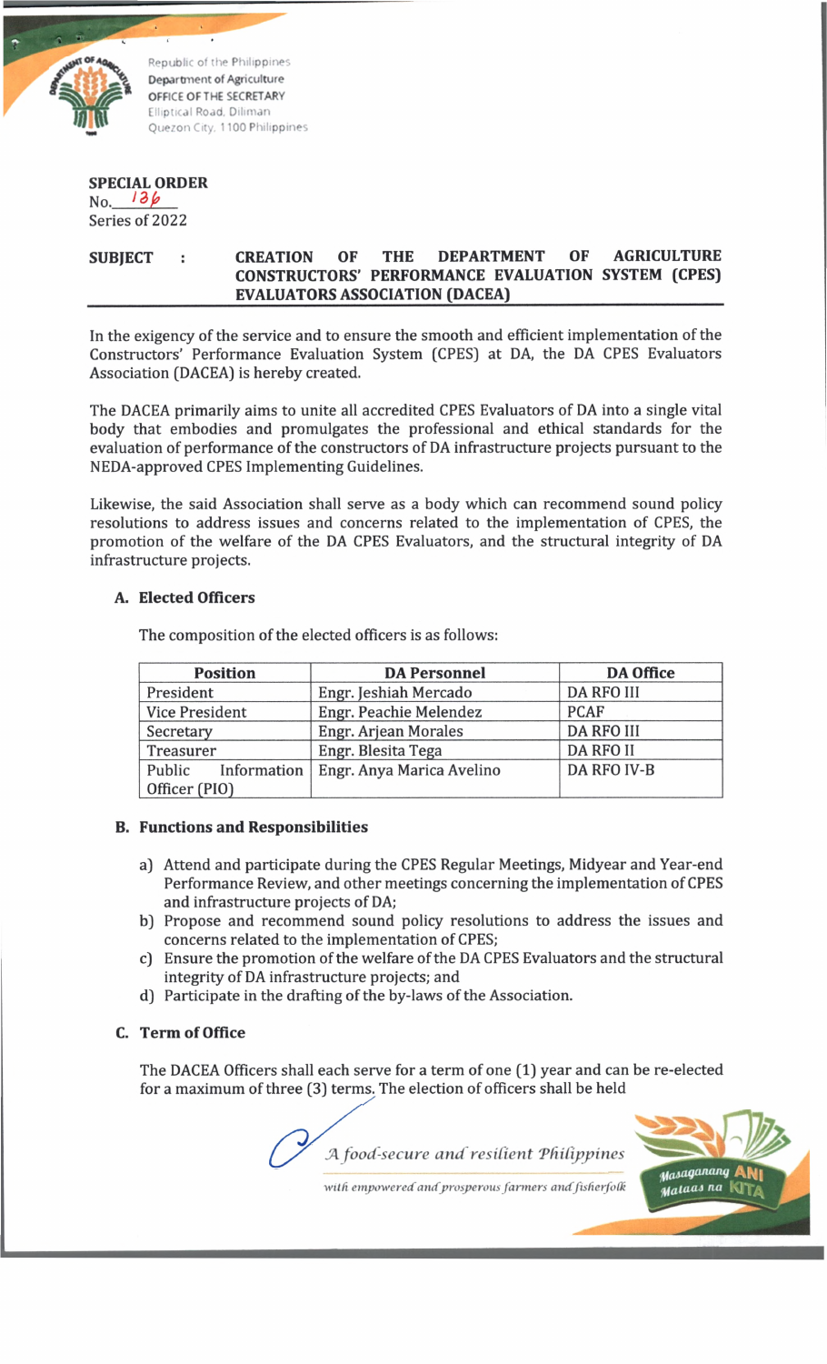Republic of the Philippines
Department of Agriculture
OFFICE OF THE SECRETARY
Elliptical Road, Diliman
Quezon City, 1100 Philippines

**SPECIAL ORDER**
No. 136
Series of 2022

**SUBJECT : CREATION OF THE DEPARTMENT OF AGRICULTURE CONSTRUCTORS' PERFORMANCE EVALUATION SYSTEM (CPES) EVALUATORS ASSOCIATION (DACEA)**

In the exigency of the service and to ensure the smooth and efficient implementation of the Constructors' Performance Evaluation System (CPES) at DA, the DA CPES Evaluators Association (DACEA) is hereby created.

The DACEA primarily aims to unite all accredited CPES Evaluators of DA into a single vital body that embodies and promulgates the professional and ethical standards for the evaluation of performance of the constructors of DA infrastructure projects pursuant to the NEDA-approved CPES Implementing Guidelines.

Likewise, the said Association shall serve as a body which can recommend sound policy resolutions to address issues and concerns related to the implementation of CPES, the promotion of the welfare of the DA CPES Evaluators, and the structural integrity of DA infrastructure projects.

### A. Elected Officers

The composition of the elected officers is as follows:

| Position | DA Personnel | DA Office |
|---|---|---|
| President | Engr. Jeshiah Mercado | DA RFO III |
| Vice President | Engr. Peachie Melendez | PCAF |
| Secretary | Engr. Arjean Morales | DA RFO III |
| Treasurer | Engr. Blesita Tega | DA RFO II |
| Public Information Officer (PIO) | Engr. Anya Marica Avelino | DA RFO IV-B |

### B. Functions and Responsibilities

a) Attend and participate during the CPES Regular Meetings, Midyear and Year-end Performance Review, and other meetings concerning the implementation of CPES and infrastructure projects of DA;
b) Propose and recommend sound policy resolutions to address the issues and concerns related to the implementation of CPES;
c) Ensure the promotion of the welfare of the DA CPES Evaluators and the structural integrity of DA infrastructure projects; and
d) Participate in the drafting of the by-laws of the Association.

### C. Term of Office

The DACEA Officers shall each serve for a term of one (1) year and can be re-elected for a maximum of three (3) terms. The election of officers shall be held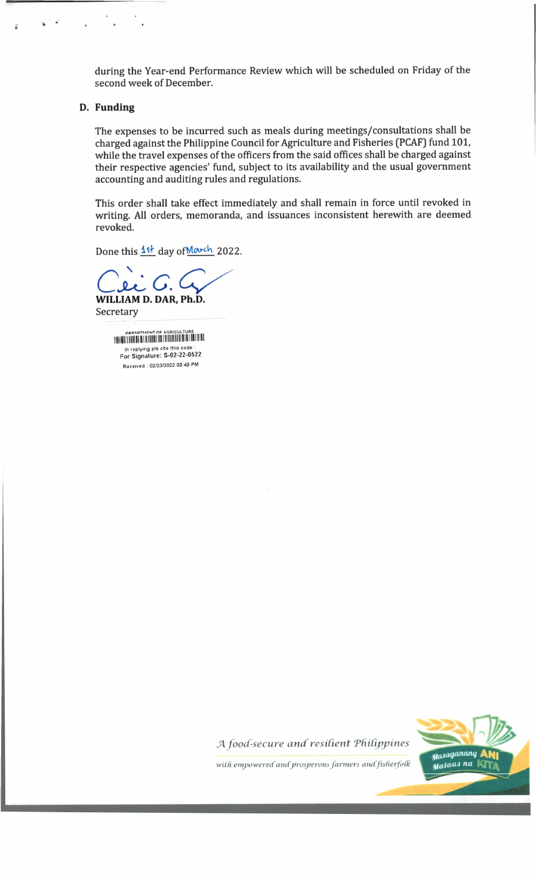during the Year-end Performance Review which will be scheduled on Friday of the second week of December.

### D. Funding

The expenses to be incurred such as meals during meetings/consultations shall be charged against the Philippine Council for Agriculture and Fisheries (PCAF) fund 101, while the travel expenses of the officers from the said offices shall be charged against their respective agencies' fund, subject to its availability and the usual government accounting and auditing rules and regulations.

This order shall take effect immediately and shall remain in force until revoked in writing. All orders, memoranda, and issuances inconsistent herewith are deemed revoked.

Done this 1st day of March 2022.

**WILLIAM D. DAR, Ph.D.**
Secretary

DEPARTMENT OF AGRICULTURE
in replying pls cite this code :
For Signature: S-02-22-0522
Received : 02/23/2022 03:49 PM

*A food-secure and resilient Philippines*
*with empowered and prosperous farmers and fisherfolk*

Masaganang ANI Mataas na KITA